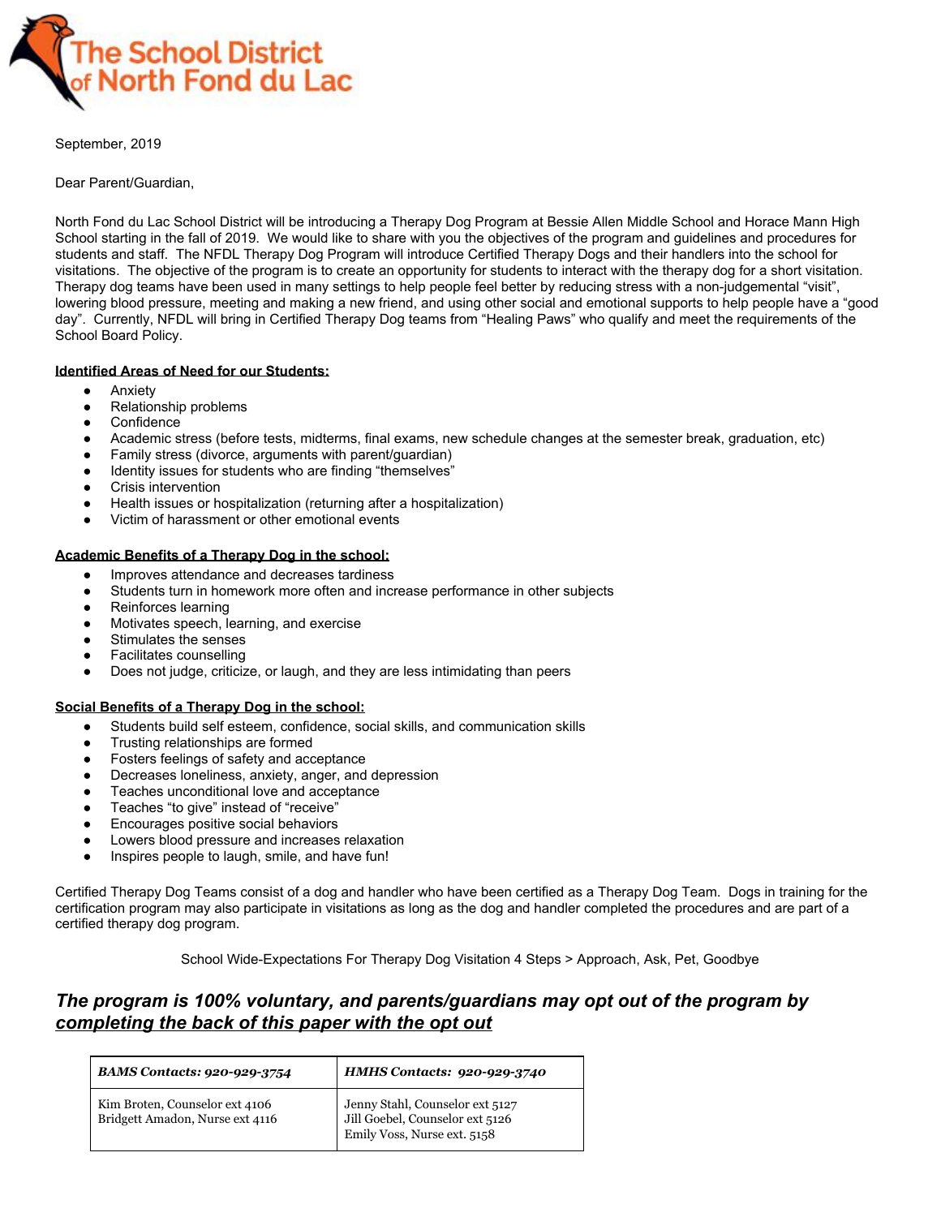# The School District of North Fond du Lac

September, 2019

Dear Parent/Guardian,

North Fond du Lac School District will be introducing a Therapy Dog Program at Bessie Allen Middle School and Horace Mann High School starting in the fall of 2019. We would like to share with you the objectives of the program and guidelines and procedures for students and staff. The NFDL Therapy Dog Program will introduce Certified Therapy Dogs and their handlers into the school for visitations. The objective of the program is to create an opportunity for students to interact with the therapy dog for a short visitation. Therapy dog teams have been used in many settings to help people feel better by reducing stress with a non-judgemental "visit", lowering blood pressure, meeting and making a new friend, and using other social and emotional supports to help people have a "good day". Currently, NFDL will bring in Certified Therapy Dog teams from "Healing Paws" who qualify and meet the requirements of the School Board Policy.

**Identified Areas of Need for our Students:**

- Anxiety
- Relationship problems
- Confidence
- Academic stress (before tests, midterms, final exams, new schedule changes at the semester break, graduation, etc)
- Family stress (divorce, arguments with parent/guardian)
- Identity issues for students who are finding "themselves"
- Crisis intervention
- Health issues or hospitalization (returning after a hospitalization)
- Victim of harassment or other emotional events

**Academic Benefits of a Therapy Dog in the school:**

- Improves attendance and decreases tardiness
- Students turn in homework more often and increase performance in other subjects
- Reinforces learning
- Motivates speech, learning, and exercise
- Stimulates the senses
- Facilitates counselling
- Does not judge, criticize, or laugh, and they are less intimidating than peers

**Social Benefits of a Therapy Dog in the school:**

- Students build self esteem, confidence, social skills, and communication skills
- Trusting relationships are formed
- Fosters feelings of safety and acceptance
- Decreases loneliness, anxiety, anger, and depression
- Teaches unconditional love and acceptance
- Teaches "to give" instead of "receive"
- Encourages positive social behaviors
- Lowers blood pressure and increases relaxation
- Inspires people to laugh, smile, and have fun!

Certified Therapy Dog Teams consist of a dog and handler who have been certified as a Therapy Dog Team. Dogs in training for the certification program may also participate in visitations as long as the dog and handler completed the procedures and are part of a certified therapy dog program.

School Wide-Expectations For Therapy Dog Visitation 4 Steps > Approach, Ask, Pet, Goodbye

***The program is 100% voluntary, and parents/guardians may opt out of the program by completing the back of this paper with the opt out***

| ***BAMS Contacts: 920-929-3754*** | ***HMHS Contacts: 920-929-3740*** |
|---|---|
| Kim Broten, Counselor ext 4106<br>Bridgett Amadon, Nurse ext 4116 | Jenny Stahl, Counselor ext 5127<br>Jill Goebel, Counselor ext 5126<br>Emily Voss, Nurse ext. 5158 |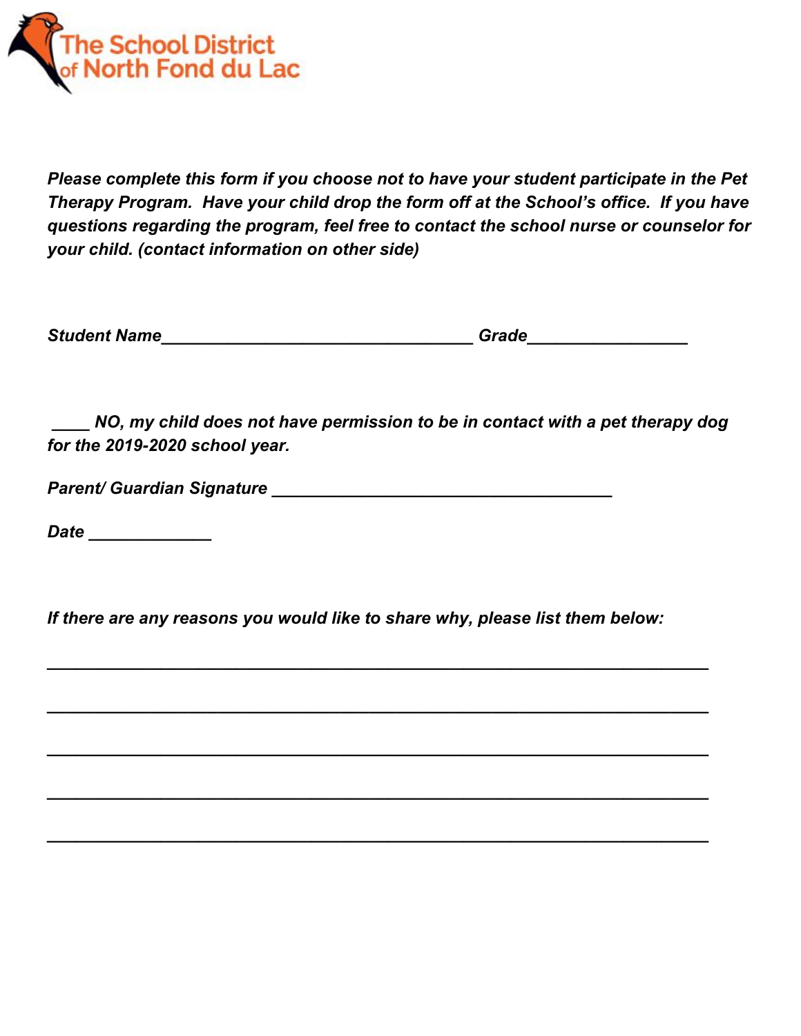The School District of North Fond du Lac

***Please complete this form if you choose not to have your student participate in the Pet Therapy Program. Have your child drop the form off at the School's office. If you have questions regarding the program, feel free to contact the school nurse or counselor for your child. (contact information on other side)***

***Student Name*** __________________________________ ***Grade*** _________________

____ ***NO, my child does not have permission to be in contact with a pet therapy dog for the 2019-2020 school year.***

***Parent/ Guardian Signature*** _____________________________________

***Date*** _____________

***If there are any reasons you would like to share why, please list them below:***

________________________________________________________________________

________________________________________________________________________

________________________________________________________________________

________________________________________________________________________

________________________________________________________________________